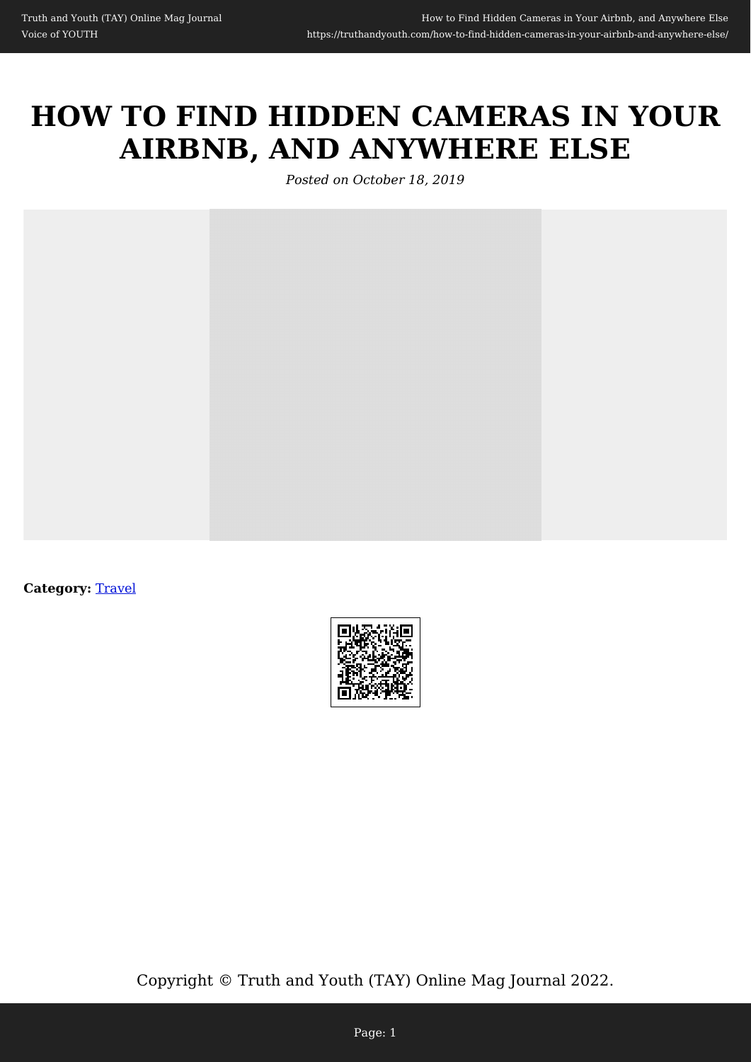# HOW TO FIND HIDDEN CAMERAS IN YOUR AIRBNB, AND ANYWHERE ELSE

*Posted on October 18, 2019*

**Category:** Travel

Copyright © Truth and Youth (TAY) Online Mag Journal 2022.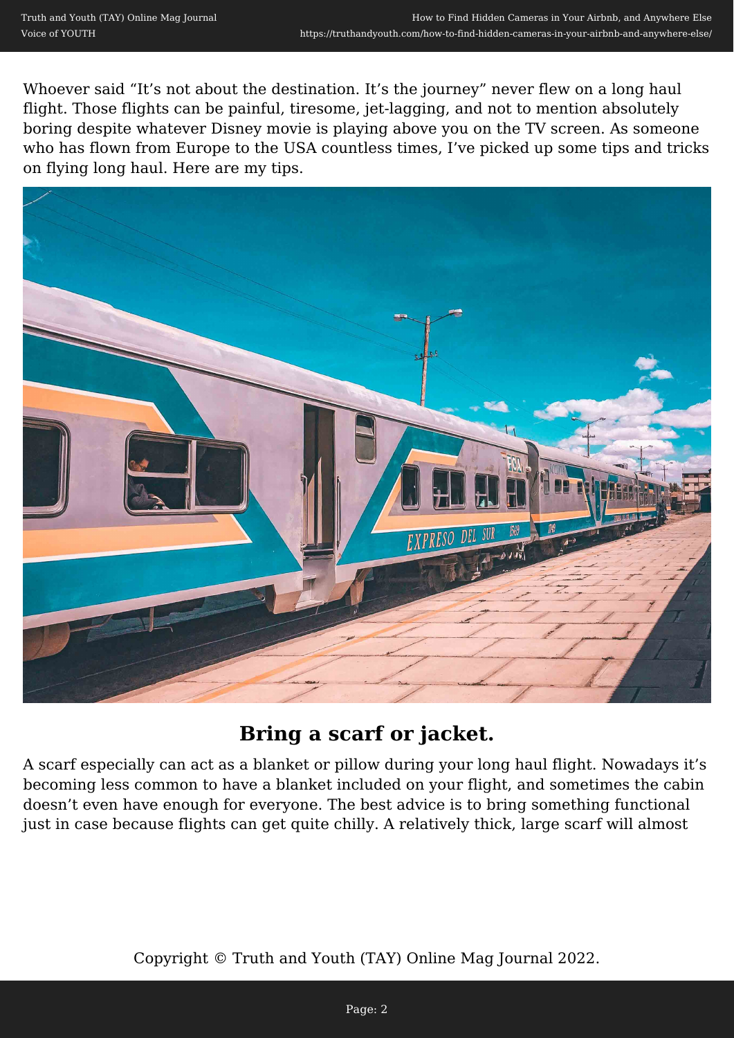Whoever said “It’s not about the destination. It’s the journey” never flew on a long haul flight. Those flights can be painful, tiresome, jet-lagging, and not to mention absolutely boring despite whatever Disney movie is playing above you on the TV screen. As someone who has flown from Europe to the USA countless times, I’ve picked up some tips and tricks on flying long haul. Here are my tips.

## Bring a scarf or jacket.

A scarf especially can act as a blanket or pillow during your long haul flight. Nowadays it’s becoming less common to have a blanket included on your flight, and sometimes the cabin doesn’t even have enough for everyone. The best advice is to bring something functional just in case because flights can get quite chilly. A relatively thick, large scarf will almost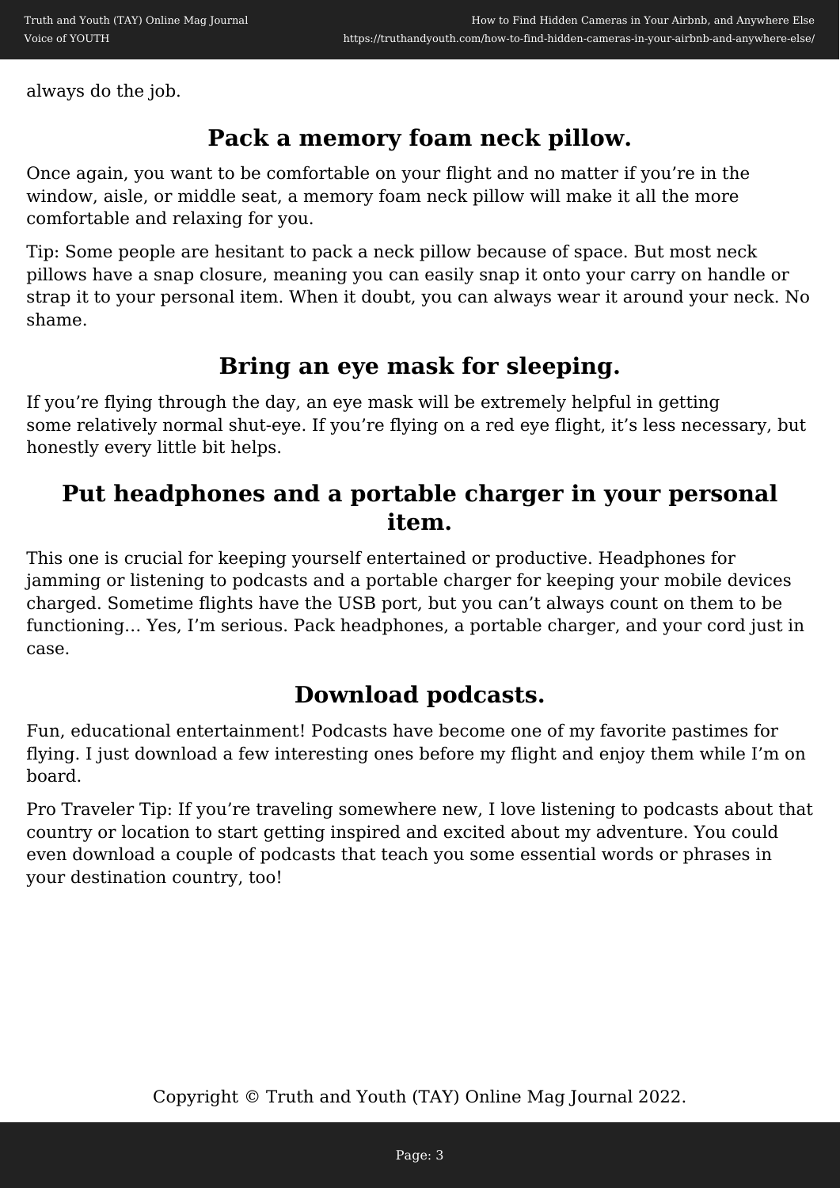always do the job.

## Pack a memory foam neck pillow.

Once again, you want to be comfortable on your flight and no matter if you're in the window, aisle, or middle seat, a memory foam neck pillow will make it all the more comfortable and relaxing for you.

Tip: Some people are hesitant to pack a neck pillow because of space. But most neck pillows have a snap closure, meaning you can easily snap it onto your carry on handle or strap it to your personal item. When it doubt, you can always wear it around your neck. No shame.

## Bring an eye mask for sleeping.

If you're flying through the day, an eye mask will be extremely helpful in getting some relatively normal shut-eye. If you're flying on a red eye flight, it's less necessary, but honestly every little bit helps.

## Put headphones and a portable charger in your personal item.

This one is crucial for keeping yourself entertained or productive. Headphones for jamming or listening to podcasts and a portable charger for keeping your mobile devices charged. Sometime flights have the USB port, but you can't always count on them to be functioning… Yes, I'm serious. Pack headphones, a portable charger, and your cord just in case.

## Download podcasts.

Fun, educational entertainment! Podcasts have become one of my favorite pastimes for flying. I just download a few interesting ones before my flight and enjoy them while I'm on board.

Pro Traveler Tip: If you're traveling somewhere new, I love listening to podcasts about that country or location to start getting inspired and excited about my adventure. You could even download a couple of podcasts that teach you some essential words or phrases in your destination country, too!

Copyright © Truth and Youth (TAY) Online Mag Journal 2022.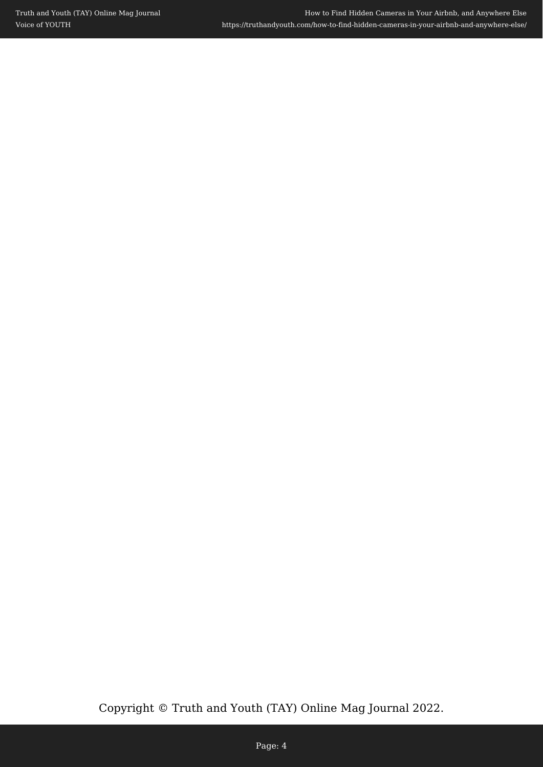Copyright © Truth and Youth (TAY) Online Mag Journal 2022.